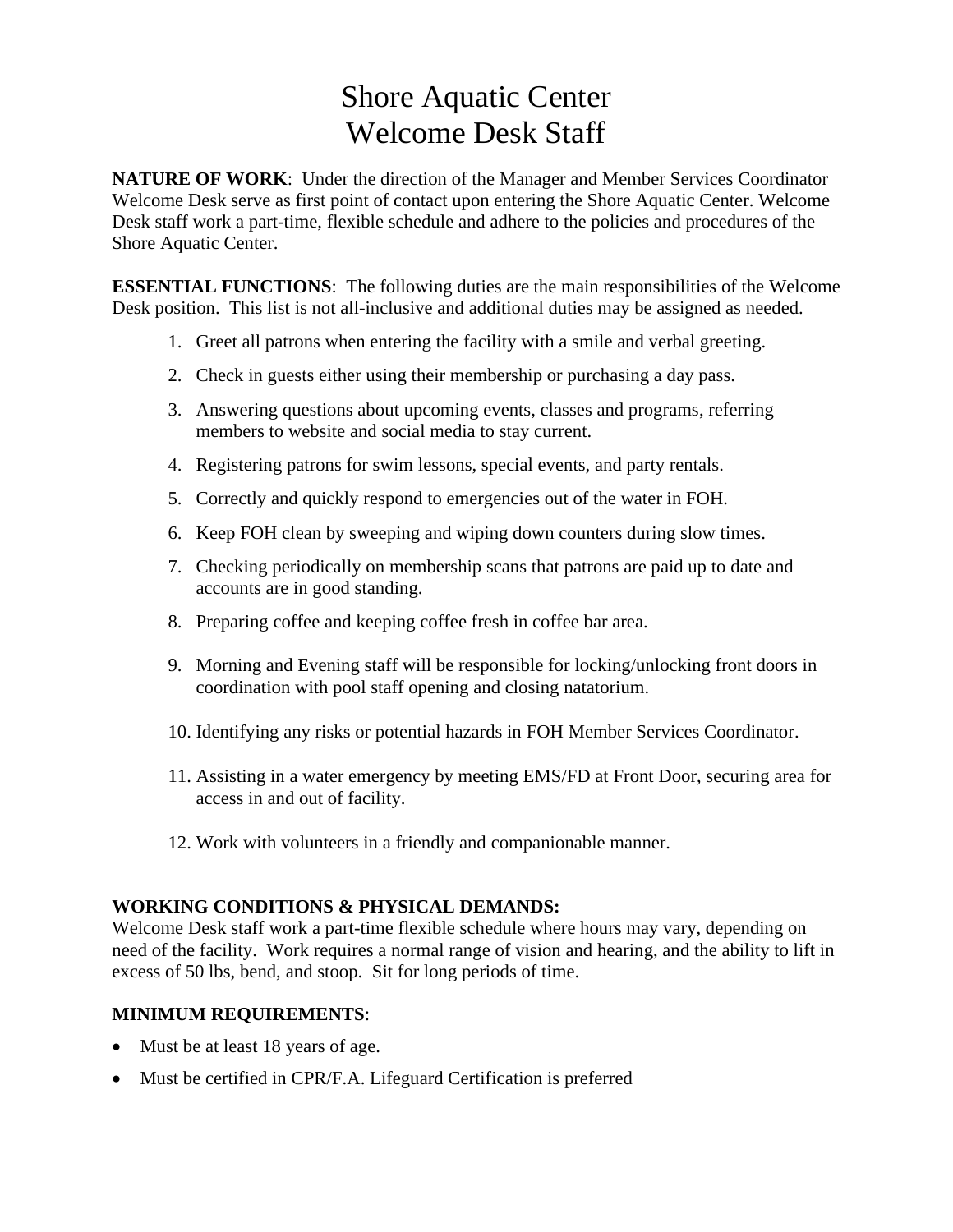# Shore Aquatic Center
# Welcome Desk Staff

**NATURE OF WORK**: Under the direction of the Manager and Member Services Coordinator Welcome Desk serve as first point of contact upon entering the Shore Aquatic Center. Welcome Desk staff work a part-time, flexible schedule and adhere to the policies and procedures of the Shore Aquatic Center.

**ESSENTIAL FUNCTIONS**: The following duties are the main responsibilities of the Welcome Desk position. This list is not all-inclusive and additional duties may be assigned as needed.

1. Greet all patrons when entering the facility with a smile and verbal greeting.
2. Check in guests either using their membership or purchasing a day pass.
3. Answering questions about upcoming events, classes and programs, referring members to website and social media to stay current.
4. Registering patrons for swim lessons, special events, and party rentals.
5. Correctly and quickly respond to emergencies out of the water in FOH.
6. Keep FOH clean by sweeping and wiping down counters during slow times.
7. Checking periodically on membership scans that patrons are paid up to date and accounts are in good standing.
8. Preparing coffee and keeping coffee fresh in coffee bar area.
9. Morning and Evening staff will be responsible for locking/unlocking front doors in coordination with pool staff opening and closing natatorium.
10. Identifying any risks or potential hazards in FOH Member Services Coordinator.
11. Assisting in a water emergency by meeting EMS/FD at Front Door, securing area for access in and out of facility.
12. Work with volunteers in a friendly and companionable manner.

**WORKING CONDITIONS & PHYSICAL DEMANDS:**
Welcome Desk staff work a part-time flexible schedule where hours may vary, depending on need of the facility. Work requires a normal range of vision and hearing, and the ability to lift in excess of 50 lbs, bend, and stoop. Sit for long periods of time.

**MINIMUM REQUIREMENTS**:

- Must be at least 18 years of age.
- Must be certified in CPR/F.A. Lifeguard Certification is preferred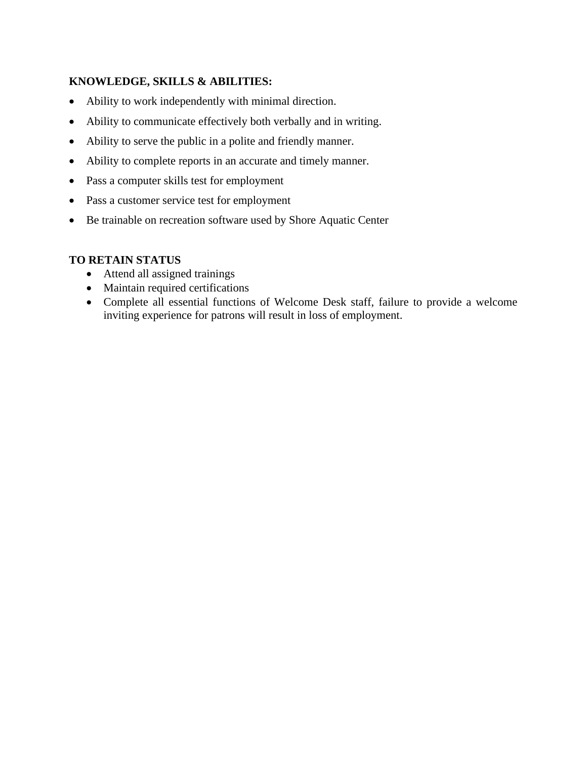**KNOWLEDGE, SKILLS & ABILITIES:**

- Ability to work independently with minimal direction.
- Ability to communicate effectively both verbally and in writing.
- Ability to serve the public in a polite and friendly manner.
- Ability to complete reports in an accurate and timely manner.
- Pass a computer skills test for employment
- Pass a customer service test for employment
- Be trainable on recreation software used by Shore Aquatic Center

**TO RETAIN STATUS**

- Attend all assigned trainings
- Maintain required certifications
- Complete all essential functions of Welcome Desk staff, failure to provide a welcome inviting experience for patrons will result in loss of employment.